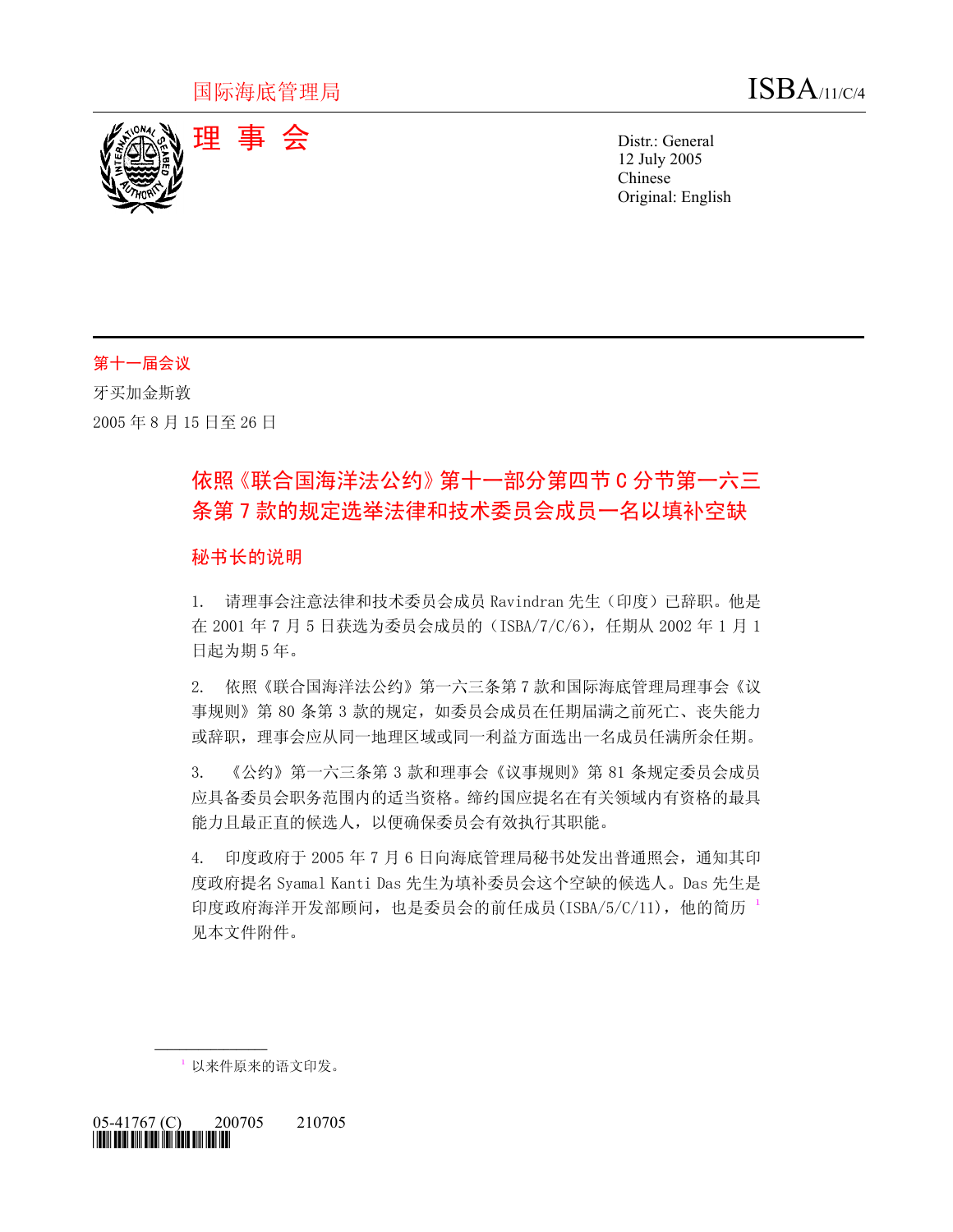国际海底管理局

# 理 事 会

ISBA/11/C/4

Distr.: General
12 July 2005
Chinese
Original: English

第十一届会议
牙买加金斯敦
2005 年 8 月 15 日至 26 日

## 依照《联合国海洋法公约》第十一部分第四节 C 分节第一六三条第 7 款的规定选举法律和技术委员会成员一名以填补空缺

### 秘书长的说明

1. 请理事会注意法律和技术委员会成员 Ravindran 先生（印度）已辞职。他是在 2001 年 7 月 5 日获选为委员会成员的（ISBA/7/C/6），任期从 2002 年 1 月 1 日起为期 5 年。

2. 依照《联合国海洋法公约》第一六三条第 7 款和国际海底管理局理事会《议事规则》第 80 条第 3 款的规定，如委员会成员在任期届满之前死亡、丧失能力或辞职，理事会应从同一地理区域或同一利益方面选出一名成员任满所余任期。

3. 《公约》第一六三条第 3 款和理事会《议事规则》第 81 条规定委员会成员应具备委员会职务范围内的适当资格。缔约国应提名在有关领域内有资格的最具能力且最正直的候选人，以便确保委员会有效执行其职能。

4. 印度政府于 2005 年 7 月 6 日向海底管理局秘书处发出普通照会，通知其印度政府提名 Syamal Kanti Das 先生为填补委员会这个空缺的候选人。Das 先生是印度政府海洋开发部顾问，也是委员会的前任成员(ISBA/5/C/11)，他的简历[1]见本文件附件。

[1] 以来件原来的语文印发。

05-41767 (C)　200705　210705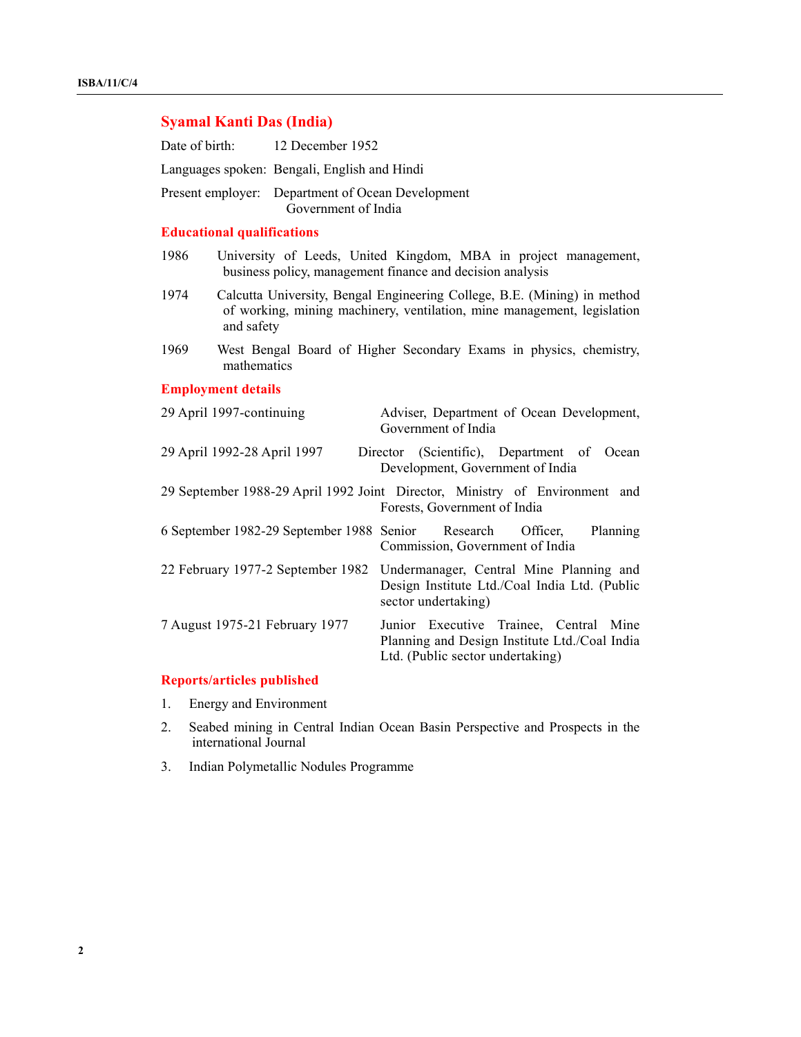## Syamal Kanti Das (India)

Date of birth: 12 December 1952

Languages spoken: Bengali, English and Hindi

Present employer: Department of Ocean Development
Government of India

### Educational qualifications

1986 University of Leeds, United Kingdom, MBA in project management, business policy, management finance and decision analysis

1974 Calcutta University, Bengal Engineering College, B.E. (Mining) in method of working, mining machinery, ventilation, mine management, legislation and safety

1969 West Bengal Board of Higher Secondary Exams in physics, chemistry, mathematics

### Employment details

| | |
|---|---|
| 29 April 1997-continuing | Adviser, Department of Ocean Development, Government of India |
| 29 April 1992-28 April 1997 | Director (Scientific), Department of Ocean Development, Government of India |
| 29 September 1988-29 April 1992 | Joint Director, Ministry of Environment and Forests, Government of India |
| 6 September 1982-29 September 1988 | Senior Research Officer, Planning Commission, Government of India |
| 22 February 1977-2 September 1982 | Undermanager, Central Mine Planning and Design Institute Ltd./Coal India Ltd. (Public sector undertaking) |
| 7 August 1975-21 February 1977 | Junior Executive Trainee, Central Mine Planning and Design Institute Ltd./Coal India Ltd. (Public sector undertaking) |

### Reports/articles published

1. Energy and Environment
2. Seabed mining in Central Indian Ocean Basin Perspective and Prospects in the international Journal
3. Indian Polymetallic Nodules Programme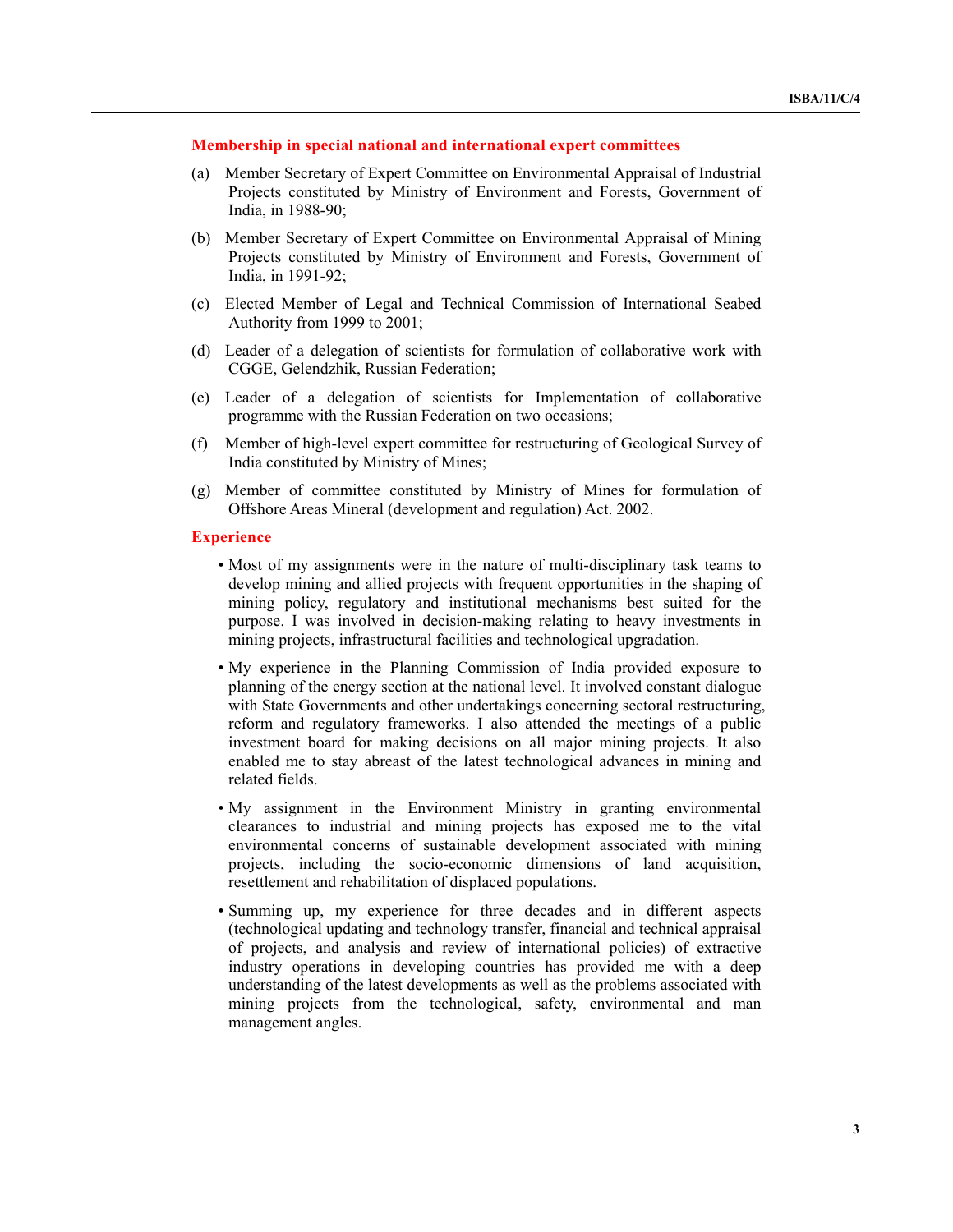### Membership in special national and international expert committees

(a) Member Secretary of Expert Committee on Environmental Appraisal of Industrial Projects constituted by Ministry of Environment and Forests, Government of India, in 1988-90;

(b) Member Secretary of Expert Committee on Environmental Appraisal of Mining Projects constituted by Ministry of Environment and Forests, Government of India, in 1991-92;

(c) Elected Member of Legal and Technical Commission of International Seabed Authority from 1999 to 2001;

(d) Leader of a delegation of scientists for formulation of collaborative work with CGGE, Gelendzhik, Russian Federation;

(e) Leader of a delegation of scientists for Implementation of collaborative programme with the Russian Federation on two occasions;

(f) Member of high-level expert committee for restructuring of Geological Survey of India constituted by Ministry of Mines;

(g) Member of committee constituted by Ministry of Mines for formulation of Offshore Areas Mineral (development and regulation) Act. 2002.

### Experience

- Most of my assignments were in the nature of multi-disciplinary task teams to develop mining and allied projects with frequent opportunities in the shaping of mining policy, regulatory and institutional mechanisms best suited for the purpose. I was involved in decision-making relating to heavy investments in mining projects, infrastructural facilities and technological upgradation.

- My experience in the Planning Commission of India provided exposure to planning of the energy section at the national level. It involved constant dialogue with State Governments and other undertakings concerning sectoral restructuring, reform and regulatory frameworks. I also attended the meetings of a public investment board for making decisions on all major mining projects. It also enabled me to stay abreast of the latest technological advances in mining and related fields.

- My assignment in the Environment Ministry in granting environmental clearances to industrial and mining projects has exposed me to the vital environmental concerns of sustainable development associated with mining projects, including the socio-economic dimensions of land acquisition, resettlement and rehabilitation of displaced populations.

- Summing up, my experience for three decades and in different aspects (technological updating and technology transfer, financial and technical appraisal of projects, and analysis and review of international policies) of extractive industry operations in developing countries has provided me with a deep understanding of the latest developments as well as the problems associated with mining projects from the technological, safety, environmental and man management angles.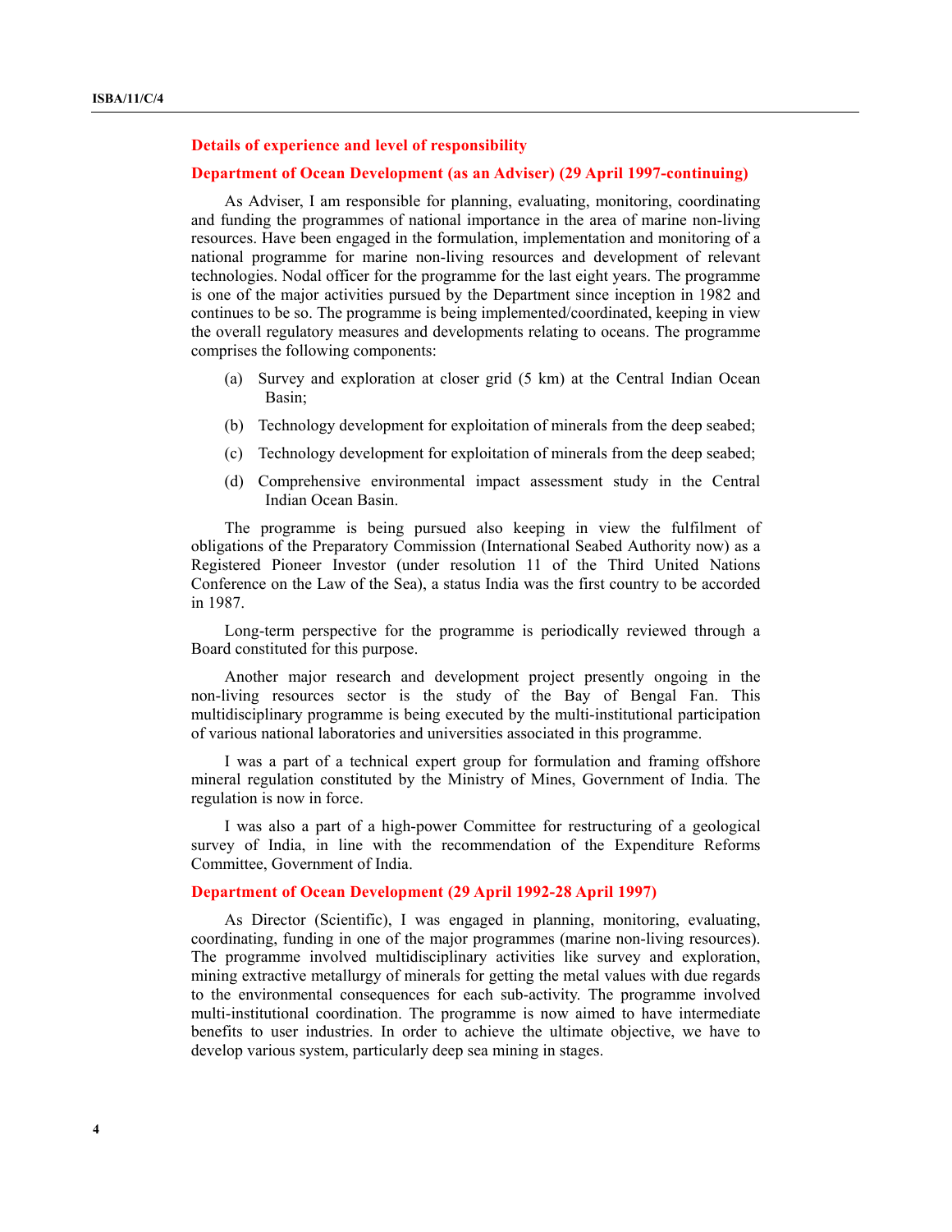## Details of experience and level of responsibility

### Department of Ocean Development (as an Adviser) (29 April 1997-continuing)

As Adviser, I am responsible for planning, evaluating, monitoring, coordinating and funding the programmes of national importance in the area of marine non-living resources. Have been engaged in the formulation, implementation and monitoring of a national programme for marine non-living resources and development of relevant technologies. Nodal officer for the programme for the last eight years. The programme is one of the major activities pursued by the Department since inception in 1982 and continues to be so. The programme is being implemented/coordinated, keeping in view the overall regulatory measures and developments relating to oceans. The programme comprises the following components:

(a) Survey and exploration at closer grid (5 km) at the Central Indian Ocean Basin;

(b) Technology development for exploitation of minerals from the deep seabed;

(c) Technology development for exploitation of minerals from the deep seabed;

(d) Comprehensive environmental impact assessment study in the Central Indian Ocean Basin.

The programme is being pursued also keeping in view the fulfilment of obligations of the Preparatory Commission (International Seabed Authority now) as a Registered Pioneer Investor (under resolution 11 of the Third United Nations Conference on the Law of the Sea), a status India was the first country to be accorded in 1987.

Long-term perspective for the programme is periodically reviewed through a Board constituted for this purpose.

Another major research and development project presently ongoing in the non-living resources sector is the study of the Bay of Bengal Fan. This multidisciplinary programme is being executed by the multi-institutional participation of various national laboratories and universities associated in this programme.

I was a part of a technical expert group for formulation and framing offshore mineral regulation constituted by the Ministry of Mines, Government of India. The regulation is now in force.

I was also a part of a high-power Committee for restructuring of a geological survey of India, in line with the recommendation of the Expenditure Reforms Committee, Government of India.

### Department of Ocean Development (29 April 1992-28 April 1997)

As Director (Scientific), I was engaged in planning, monitoring, evaluating, coordinating, funding in one of the major programmes (marine non-living resources). The programme involved multidisciplinary activities like survey and exploration, mining extractive metallurgy of minerals for getting the metal values with due regards to the environmental consequences for each sub-activity. The programme involved multi-institutional coordination. The programme is now aimed to have intermediate benefits to user industries. In order to achieve the ultimate objective, we have to develop various system, particularly deep sea mining in stages.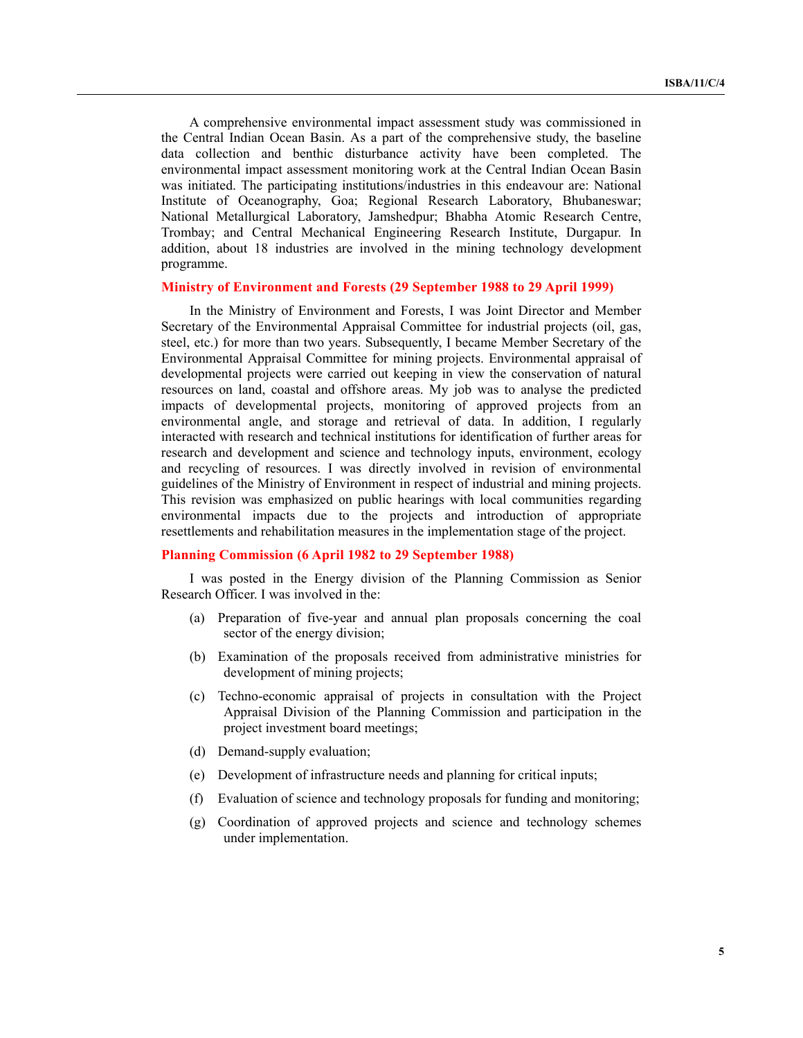A comprehensive environmental impact assessment study was commissioned in the Central Indian Ocean Basin. As a part of the comprehensive study, the baseline data collection and benthic disturbance activity have been completed. The environmental impact assessment monitoring work at the Central Indian Ocean Basin was initiated. The participating institutions/industries in this endeavour are: National Institute of Oceanography, Goa; Regional Research Laboratory, Bhubaneswar; National Metallurgical Laboratory, Jamshedpur; Bhabha Atomic Research Centre, Trombay; and Central Mechanical Engineering Research Institute, Durgapur. In addition, about 18 industries are involved in the mining technology development programme.

### Ministry of Environment and Forests (29 September 1988 to 29 April 1999)

In the Ministry of Environment and Forests, I was Joint Director and Member Secretary of the Environmental Appraisal Committee for industrial projects (oil, gas, steel, etc.) for more than two years. Subsequently, I became Member Secretary of the Environmental Appraisal Committee for mining projects. Environmental appraisal of developmental projects were carried out keeping in view the conservation of natural resources on land, coastal and offshore areas. My job was to analyse the predicted impacts of developmental projects, monitoring of approved projects from an environmental angle, and storage and retrieval of data. In addition, I regularly interacted with research and technical institutions for identification of further areas for research and development and science and technology inputs, environment, ecology and recycling of resources. I was directly involved in revision of environmental guidelines of the Ministry of Environment in respect of industrial and mining projects. This revision was emphasized on public hearings with local communities regarding environmental impacts due to the projects and introduction of appropriate resettlements and rehabilitation measures in the implementation stage of the project.

### Planning Commission (6 April 1982 to 29 September 1988)

I was posted in the Energy division of the Planning Commission as Senior Research Officer. I was involved in the:

(a) Preparation of five-year and annual plan proposals concerning the coal sector of the energy division;

(b) Examination of the proposals received from administrative ministries for development of mining projects;

(c) Techno-economic appraisal of projects in consultation with the Project Appraisal Division of the Planning Commission and participation in the project investment board meetings;

(d) Demand-supply evaluation;

(e) Development of infrastructure needs and planning for critical inputs;

(f) Evaluation of science and technology proposals for funding and monitoring;

(g) Coordination of approved projects and science and technology schemes under implementation.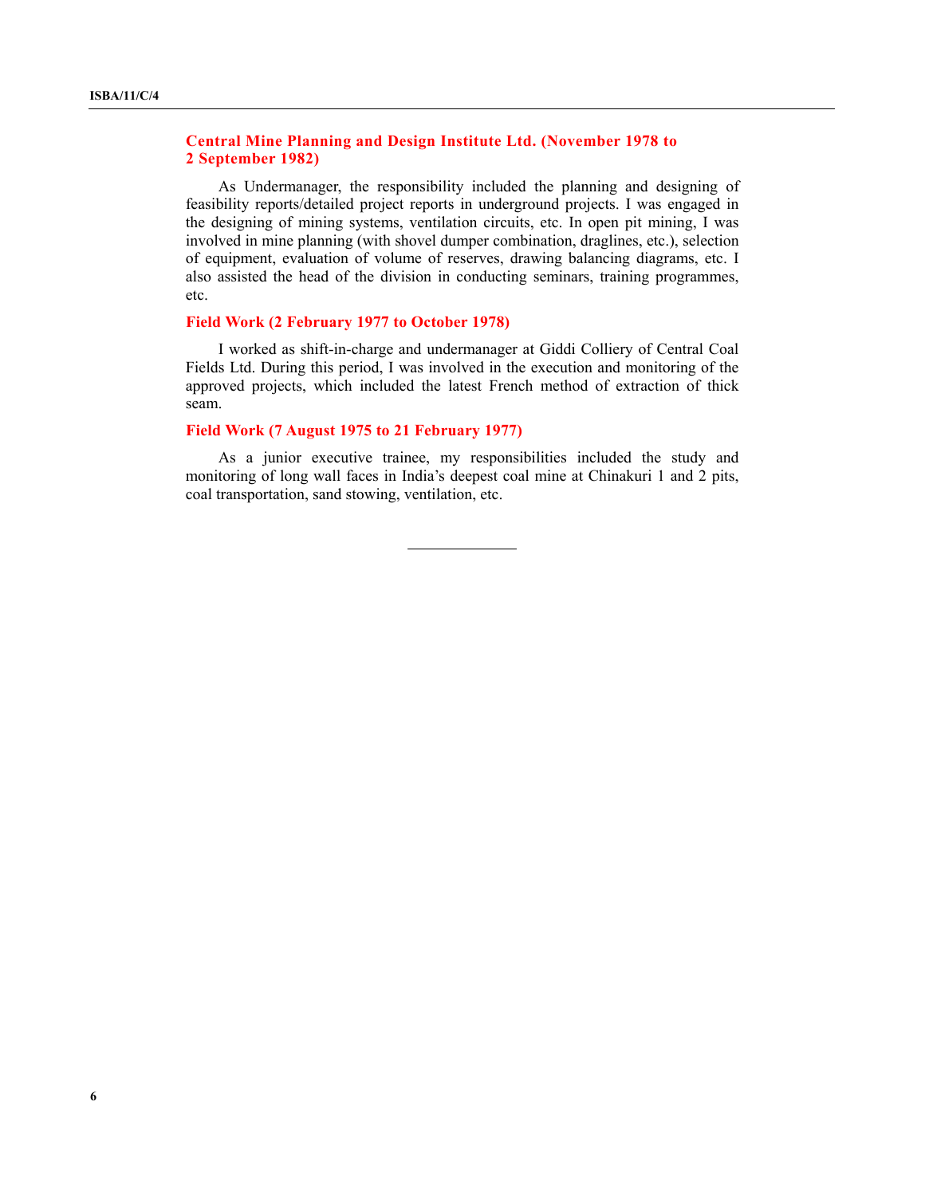### Central Mine Planning and Design Institute Ltd. (November 1978 to 2 September 1982)

As Undermanager, the responsibility included the planning and designing of feasibility reports/detailed project reports in underground projects. I was engaged in the designing of mining systems, ventilation circuits, etc. In open pit mining, I was involved in mine planning (with shovel dumper combination, draglines, etc.), selection of equipment, evaluation of volume of reserves, drawing balancing diagrams, etc. I also assisted the head of the division in conducting seminars, training programmes, etc.

### Field Work (2 February 1977 to October 1978)

I worked as shift-in-charge and undermanager at Giddi Colliery of Central Coal Fields Ltd. During this period, I was involved in the execution and monitoring of the approved projects, which included the latest French method of extraction of thick seam.

### Field Work (7 August 1975 to 21 February 1977)

As a junior executive trainee, my responsibilities included the study and monitoring of long wall faces in India’s deepest coal mine at Chinakuri 1 and 2 pits, coal transportation, sand stowing, ventilation, etc.